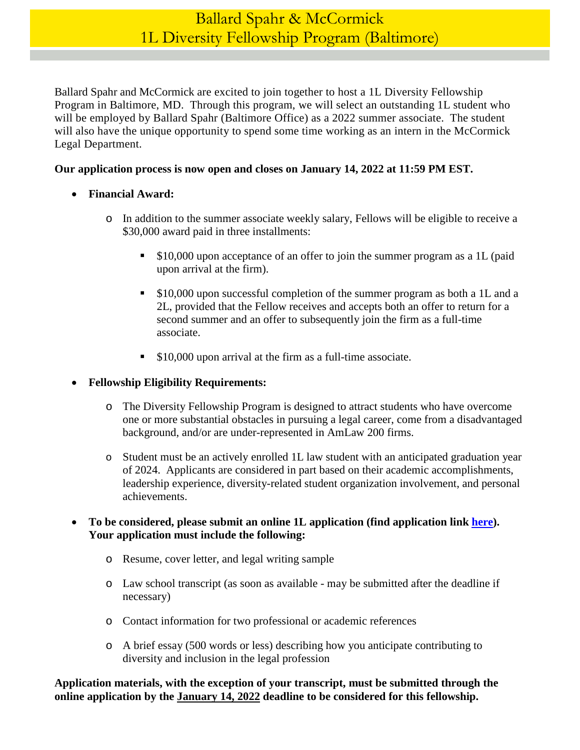# Ballard Spahr & McCormick
# 1L Diversity Fellowship Program (Baltimore)

Ballard Spahr and McCormick are excited to join together to host a 1L Diversity Fellowship Program in Baltimore, MD. Through this program, we will select an outstanding 1L student who will be employed by Ballard Spahr (Baltimore Office) as a 2022 summer associate. The student will also have the unique opportunity to spend some time working as an intern in the McCormick Legal Department.

**Our application process is now open and closes on January 14, 2022 at 11:59 PM EST.**

- **Financial Award:**
    - In addition to the summer associate weekly salary, Fellows will be eligible to receive a $30,000 award paid in three installments:
        - $10,000 upon acceptance of an offer to join the summer program as a 1L (paid upon arrival at the firm).
        - $10,000 upon successful completion of the summer program as both a 1L and a 2L, provided that the Fellow receives and accepts both an offer to return for a second summer and an offer to subsequently join the firm as a full-time associate.
        - $10,000 upon arrival at the firm as a full-time associate.
- **Fellowship Eligibility Requirements:**
    - The Diversity Fellowship Program is designed to attract students who have overcome one or more substantial obstacles in pursuing a legal career, come from a disadvantaged background, and/or are under-represented in AmLaw 200 firms.
    - Student must be an actively enrolled 1L law student with an anticipated graduation year of 2024. Applicants are considered in part based on their academic accomplishments, leadership experience, diversity-related student organization involvement, and personal achievements.
- **To be considered, please submit an online 1L application (find application link here). Your application must include the following:**
    - Resume, cover letter, and legal writing sample
    - Law school transcript (as soon as available - may be submitted after the deadline if necessary)
    - Contact information for two professional or academic references
    - A brief essay (500 words or less) describing how you anticipate contributing to diversity and inclusion in the legal profession

**Application materials, with the exception of your transcript, must be submitted through the online application by the January 14, 2022 deadline to be considered for this fellowship.**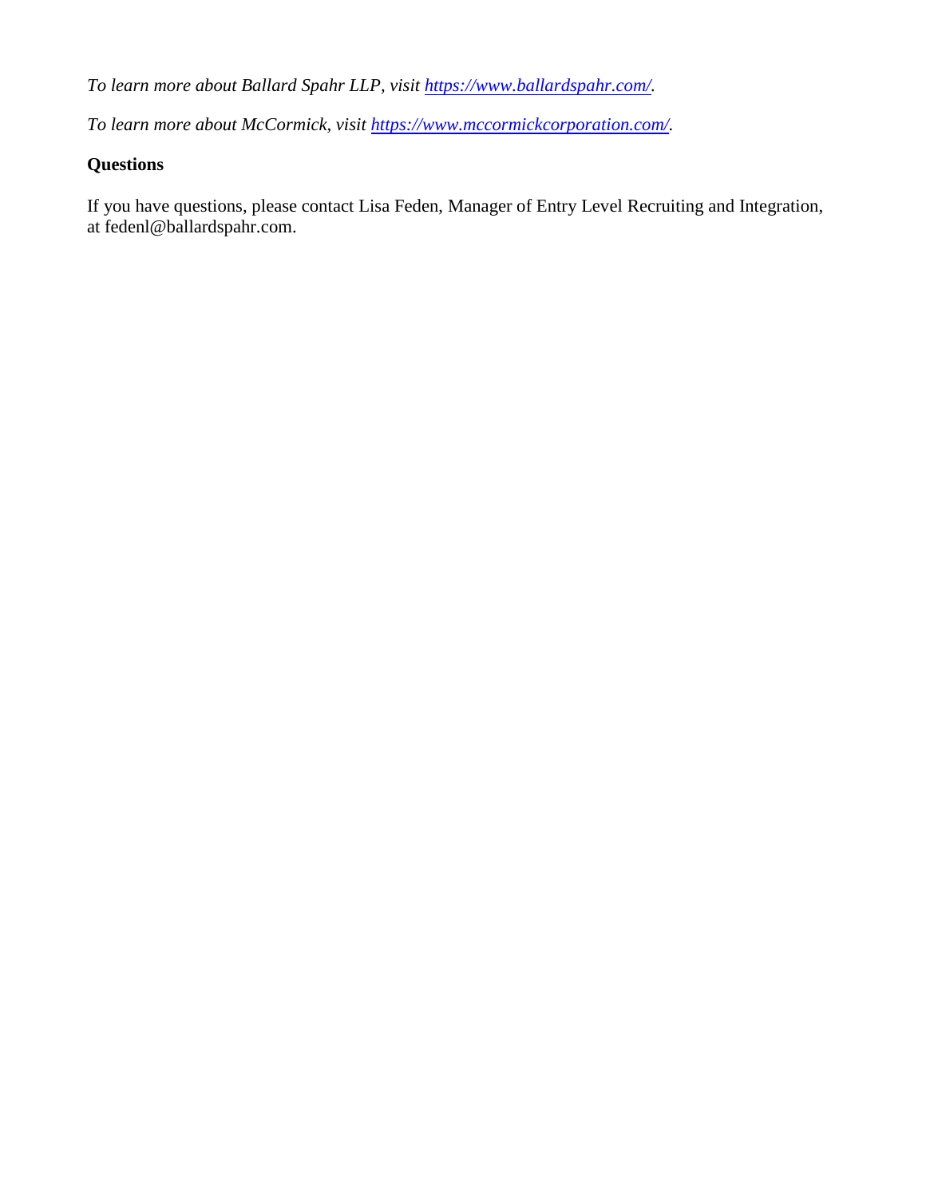*To learn more about Ballard Spahr LLP, visit [https://www.ballardspahr.com/](https://www.ballardspahr.com/).*

*To learn more about McCormick, visit [https://www.mccormickcorporation.com/](https://www.mccormickcorporation.com/).*

**Questions**

If you have questions, please contact Lisa Feden, Manager of Entry Level Recruiting and Integration, at fedenl@ballardspahr.com.